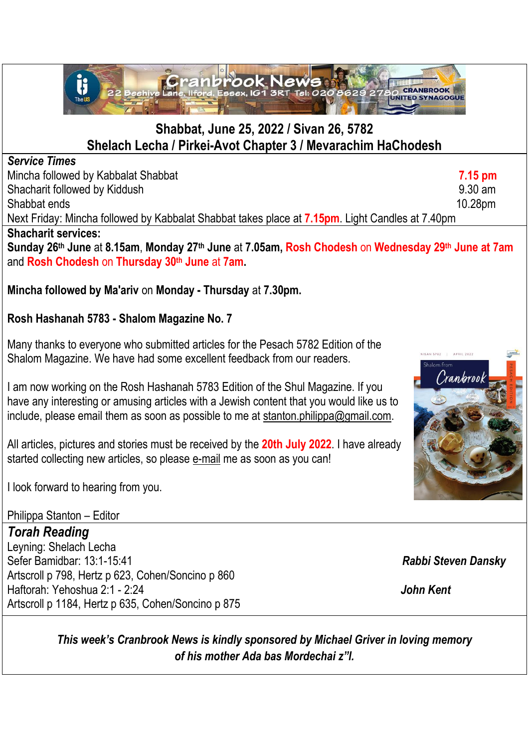# Cranbrook News

22 Beehive Lane, Ilford, Essex, IG1 3RT Tel: 020 8629 2780

## Shabbat, June 25, 2022 / Sivan 26, 5782
## Shelach Lecha / Pirkei-Avot Chapter 3 / Mevarachim HaChodesh

***Service Times***

| | |
|---|---|
| Mincha followed by Kabbalat Shabbat | **7.15 pm** |
| Shacharit followed by Kiddush | 9.30 am |
| Shabbat ends | 10.28pm |

Next Friday: Mincha followed by Kabbalat Shabbat takes place at **7.15pm**. Light Candles at 7.40pm

**Shacharit services:**

**Sunday 26th June** at **8.15am**, **Monday 27th June** at **7.05am, Rosh Chodesh** on **Wednesday 29th June at 7am** and **Rosh Chodesh** on **Thursday 30th June** at **7am.**

**Mincha followed by Ma'ariv** on **Monday - Thursday** at **7.30pm.**

**Rosh Hashanah 5783 - Shalom Magazine No. 7**

Many thanks to everyone who submitted articles for the Pesach 5782 Edition of the Shalom Magazine. We have had some excellent feedback from our readers.

I am now working on the Rosh Hashanah 5783 Edition of the Shul Magazine. If you have any interesting or amusing articles with a Jewish content that you would like us to include, please email them as soon as possible to me at stanton.philippa@gmail.com.

All articles, pictures and stories must be received by the **20th July 2022**. I have already started collecting new articles, so please e-mail me as soon as you can!

I look forward to hearing from you.

Philippa Stanton – Editor

## *Torah Reading*

Leyning: Shelach Lecha
Sefer Bamidbar: 13:1-15:41 — ***Rabbi Steven Dansky***
Artscroll p 798, Hertz p 623, Cohen/Soncino p 860
Haftorah: Yehoshua 2:1 - 2:24 — ***John Kent***
Artscroll p 1184, Hertz p 635, Cohen/Soncino p 875

***This week's Cranbrook News is kindly sponsored by Michael Griver in loving memory of his mother Ada bas Mordechai z"l.***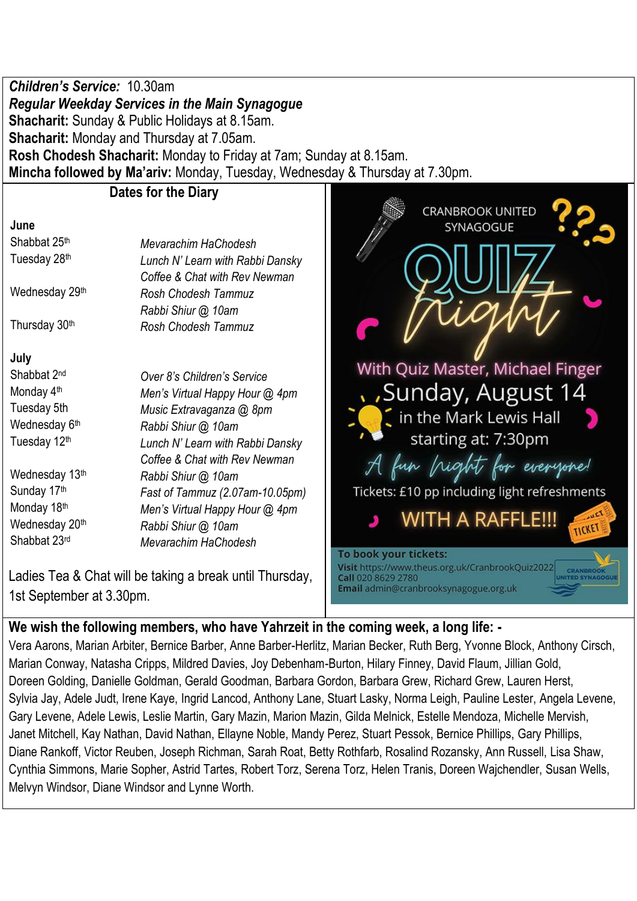***Children's Service:*** 10.30am

***Regular Weekday Services in the Main Synagogue***

**Shacharit:** Sunday & Public Holidays at 8.15am.

**Shacharit:** Monday and Thursday at 7.05am.

**Rosh Chodesh Shacharit:** Monday to Friday at 7am; Sunday at 8.15am.

**Mincha followed by Ma'ariv:** Monday, Tuesday, Wednesday & Thursday at 7.30pm.

## Dates for the Diary

**June**

| | |
|---|---|
| Shabbat 25th | *Mevarachim HaChodesh* |
| Tuesday 28th | *Lunch N' Learn with Rabbi Dansky* |
| | *Coffee & Chat with Rev Newman* |
| Wednesday 29th | *Rosh Chodesh Tammuz* |
| | *Rabbi Shiur @ 10am* |
| Thursday 30th | *Rosh Chodesh Tammuz* |

**July**

| | |
|---|---|
| Shabbat 2nd | *Over 8's Children's Service* |
| Monday 4th | *Men's Virtual Happy Hour @ 4pm* |
| Tuesday 5th | *Music Extravaganza @ 8pm* |
| Wednesday 6th | *Rabbi Shiur @ 10am* |
| Tuesday 12th | *Lunch N' Learn with Rabbi Dansky* |
| | *Coffee & Chat with Rev Newman* |
| Wednesday 13th | *Rabbi Shiur @ 10am* |
| Sunday 17th | *Fast of Tammuz (2.07am-10.05pm)* |
| Monday 18th | *Men's Virtual Happy Hour @ 4pm* |
| Wednesday 20th | *Rabbi Shiur @ 10am* |
| Shabbat 23rd | *Mevarachim HaChodesh* |

Ladies Tea & Chat will be taking a break until Thursday, 1st September at 3.30pm.

CRANBROOK UNITED SYNAGOGUE

QUIZ night

With Quiz Master, Michael Finger

Sunday, August 14

in the Mark Lewis Hall

starting at: 7:30pm

*A fun night for everyone!*

Tickets: £10 pp including light refreshments

WITH A RAFFLE!!!

**To book your tickets:**

**Visit** https://www.theus.org.uk/CranbrookQuiz2022

**Call** 020 8629 2780

**Email** admin@cranbrooksynagogue.org.uk

CRANBROOK UNITED SYNAGOGUE

**We wish the following members, who have Yahrzeit in the coming week, a long life: -**

Vera Aarons, Marian Arbiter, Bernice Barber, Anne Barber-Herlitz, Marian Becker, Ruth Berg, Yvonne Block, Anthony Cirsch, Marian Conway, Natasha Cripps, Mildred Davies, Joy Debenham-Burton, Hilary Finney, David Flaum, Jillian Gold, Doreen Golding, Danielle Goldman, Gerald Goodman, Barbara Gordon, Barbara Grew, Richard Grew, Lauren Herst, Sylvia Jay, Adele Judt, Irene Kaye, Ingrid Lancod, Anthony Lane, Stuart Lasky, Norma Leigh, Pauline Lester, Angela Levene, Gary Levene, Adele Lewis, Leslie Martin, Gary Mazin, Marion Mazin, Gilda Melnick, Estelle Mendoza, Michelle Mervish, Janet Mitchell, Kay Nathan, David Nathan, Ellayne Noble, Mandy Perez, Stuart Pessok, Bernice Phillips, Gary Phillips, Diane Rankoff, Victor Reuben, Joseph Richman, Sarah Roat, Betty Rothfarb, Rosalind Rozansky, Ann Russell, Lisa Shaw, Cynthia Simmons, Marie Sopher, Astrid Tartes, Robert Torz, Serena Torz, Helen Tranis, Doreen Wajchendler, Susan Wells, Melvyn Windsor, Diane Windsor and Lynne Worth.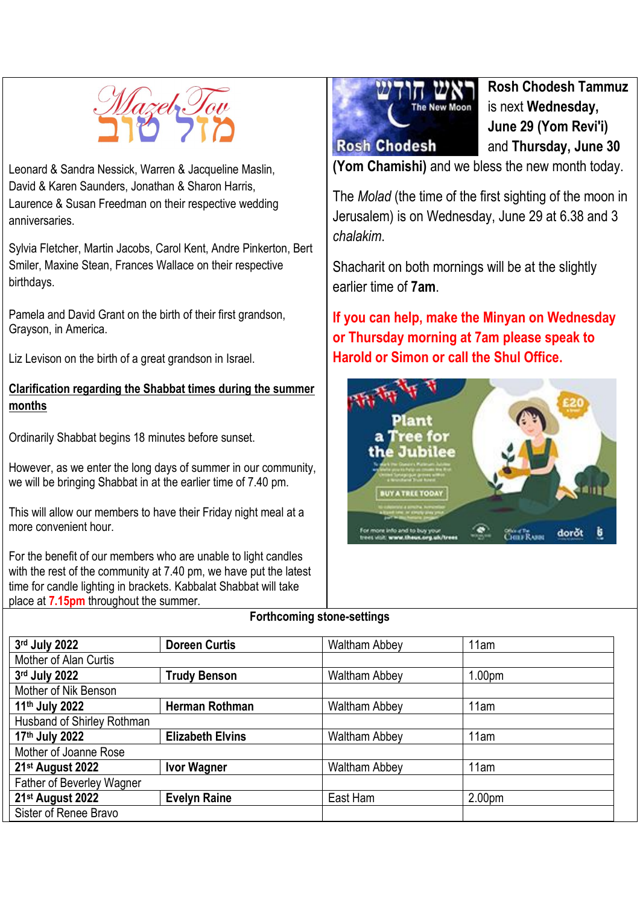# Mazel Tov מזל טוב

Leonard & Sandra Nessick, Warren & Jacqueline Maslin, David & Karen Saunders, Jonathan & Sharon Harris, Laurence & Susan Freedman on their respective wedding anniversaries.

Sylvia Fletcher, Martin Jacobs, Carol Kent, Andre Pinkerton, Bert Smiler, Maxine Stean, Frances Wallace on their respective birthdays.

Pamela and David Grant on the birth of their first grandson, Grayson, in America.

Liz Levison on the birth of a great grandson in Israel.

**<u>Clarification regarding the Shabbat times during the summer months</u>**

Ordinarily Shabbat begins 18 minutes before sunset.

However, as we enter the long days of summer in our community, we will be bringing Shabbat in at the earlier time of 7.40 pm.

This will allow our members to have their Friday night meal at a more convenient hour.

For the benefit of our members who are unable to light candles with the rest of the community at 7.40 pm, we have put the latest time for candle lighting in brackets. Kabbalat Shabbat will take place at **7.15pm** throughout the summer.

**Rosh Chodesh Tammuz** is next **Wednesday, June 29 (Yom Revi'i)** and **Thursday, June 30 (Yom Chamishi)** and we bless the new month today.

The *Molad* (the time of the first sighting of the moon in Jerusalem) is on Wednesday, June 29 at 6.38 and 3 *chalakim*.

Shacharit on both mornings will be at the slightly earlier time of **7am**.

**If you can help, make the Minyan on Wednesday or Thursday morning at 7am please speak to Harold or Simon or call the Shul Office.**

**Forthcoming stone-settings**

| Date | Name | Location | Time |
|---|---|---|---|
| **3rd July 2022** | **Doreen Curtis** | Waltham Abbey | 11am |
| Mother of Alan Curtis | | | |
| **3rd July 2022** | **Trudy Benson** | Waltham Abbey | 1.00pm |
| Mother of Nik Benson | | | |
| **11th July 2022** | **Herman Rothman** | Waltham Abbey | 11am |
| Husband of Shirley Rothman | | | |
| **17th July 2022** | **Elizabeth Elvins** | Waltham Abbey | 11am |
| Mother of Joanne Rose | | | |
| **21st August 2022** | **Ivor Wagner** | Waltham Abbey | 11am |
| Father of Beverley Wagner | | | |
| **21st August 2022** | **Evelyn Raine** | East Ham | 2.00pm |
| Sister of Renee Bravo | | | |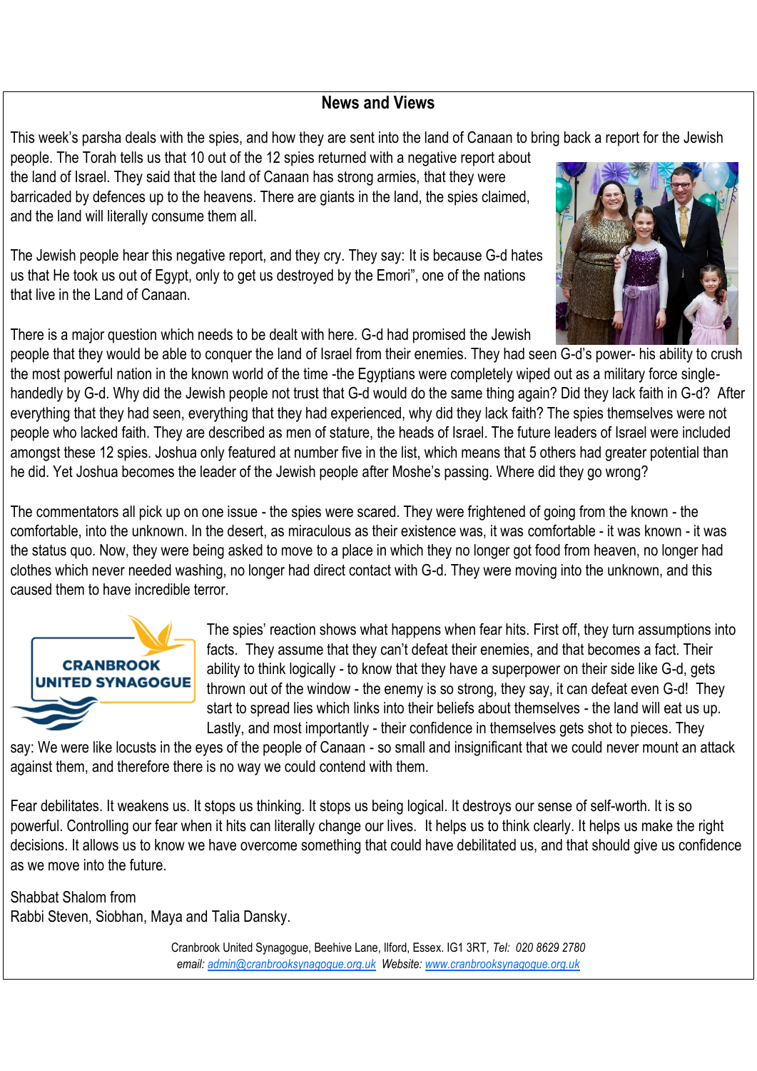## News and Views

This week's parsha deals with the spies, and how they are sent into the land of Canaan to bring back a report for the Jewish people. The Torah tells us that 10 out of the 12 spies returned with a negative report about the land of Israel. They said that the land of Canaan has strong armies, that they were barricaded by defences up to the heavens. There are giants in the land, the spies claimed, and the land will literally consume them all.

The Jewish people hear this negative report, and they cry. They say: It is because G-d hates us that He took us out of Egypt, only to get us destroyed by the Emori", one of the nations that live in the Land of Canaan.

There is a major question which needs to be dealt with here. G-d had promised the Jewish people that they would be able to conquer the land of Israel from their enemies. They had seen G-d's power- his ability to crush the most powerful nation in the known world of the time -the Egyptians were completely wiped out as a military force single-handedly by G-d. Why did the Jewish people not trust that G-d would do the same thing again? Did they lack faith in G-d? After everything that they had seen, everything that they had experienced, why did they lack faith? The spies themselves were not people who lacked faith. They are described as men of stature, the heads of Israel. The future leaders of Israel were included amongst these 12 spies. Joshua only featured at number five in the list, which means that 5 others had greater potential than he did. Yet Joshua becomes the leader of the Jewish people after Moshe's passing. Where did they go wrong?

The commentators all pick up on one issue - the spies were scared. They were frightened of going from the known - the comfortable, into the unknown. In the desert, as miraculous as their existence was, it was comfortable - it was known - it was the status quo. Now, they were being asked to move to a place in which they no longer got food from heaven, no longer had clothes which never needed washing, no longer had direct contact with G-d. They were moving into the unknown, and this caused them to have incredible terror.

The spies' reaction shows what happens when fear hits. First off, they turn assumptions into facts. They assume that they can't defeat their enemies, and that becomes a fact. Their ability to think logically - to know that they have a superpower on their side like G-d, gets thrown out of the window - the enemy is so strong, they say, it can defeat even G-d! They start to spread lies which links into their beliefs about themselves - the land will eat us up. Lastly, and most importantly - their confidence in themselves gets shot to pieces. They say: We were like locusts in the eyes of the people of Canaan - so small and insignificant that we could never mount an attack against them, and therefore there is no way we could contend with them.

Fear debilitates. It weakens us. It stops us thinking. It stops us being logical. It destroys our sense of self-worth. It is so powerful. Controlling our fear when it hits can literally change our lives. It helps us to think clearly. It helps us make the right decisions. It allows us to know we have overcome something that could have debilitated us, and that should give us confidence as we move into the future.

Shabbat Shalom from
Rabbi Steven, Siobhan, Maya and Talia Dansky.

Cranbrook United Synagogue, Beehive Lane, Ilford, Essex. IG1 3RT, *Tel: 020 8629 2780*
*email:* admin@cranbrooksynagogue.org.uk *Website:* www.cranbrooksynagogue.org.uk